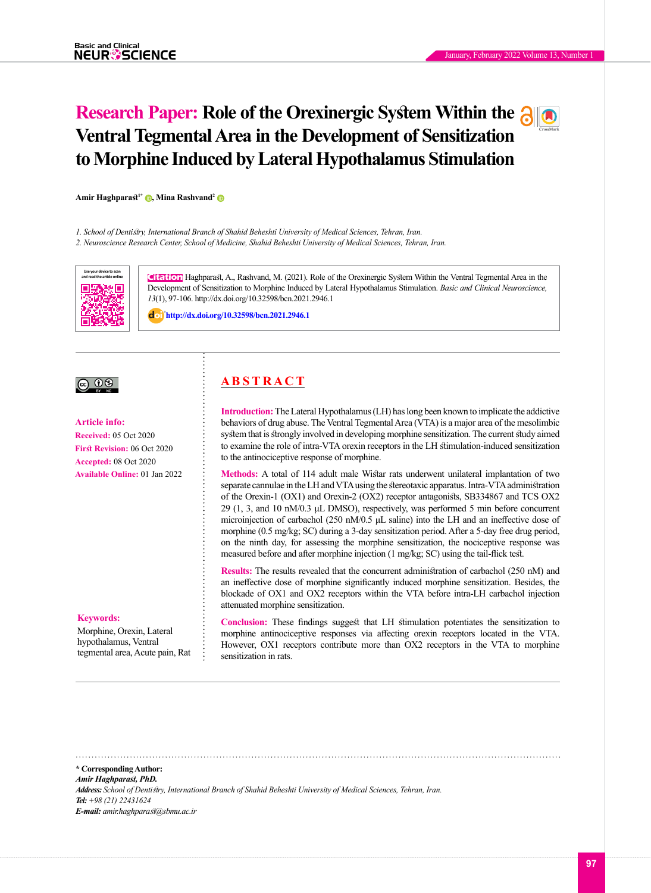# Research Paper: Role of the Orexinergic System Within the Ventral Tegmental Area in the Development of Sensitization to Morphine Induced by Lateral Hypothalamus Stimulation

**Amir Haghparast[1*], Mina Rashvand[2]**

1. School of Dentistry, International Branch of Shahid Beheshti University of Medical Sciences, Tehran, Iran.
2. Neuroscience Research Center, School of Medicine, Shahid Beheshti University of Medical Sciences, Tehran, Iran.

**Citation** Haghparast, A., Rashvand, M. (2021). Role of the Orexinergic System Within the Ventral Tegmental Area in the Development of Sensitization to Morphine Induced by Lateral Hypothalamus Stimulation. *Basic and Clinical Neuroscience, 13*(1), 97-106. http://dx.doi.org/10.32598/bcn.2021.2946.1

http://dx.doi.org/10.32598/bcn.2021.2946.1

**Article info:**

**Received:** 05 Oct 2020

**First Revision:** 06 Oct 2020

**Accepted:** 08 Oct 2020

**Available Online:** 01 Jan 2022

**Keywords:**

Morphine, Orexin, Lateral hypothalamus, Ventral tegmental area, Acute pain, Rat

## ABSTRACT

**Introduction:** The Lateral Hypothalamus (LH) has long been known to implicate the addictive behaviors of drug abuse. The Ventral Tegmental Area (VTA) is a major area of the mesolimbic system that is strongly involved in developing morphine sensitization. The current study aimed to examine the role of intra-VTA orexin receptors in the LH stimulation-induced sensitization to the antinociceptive response of morphine.

**Methods:** A total of 114 adult male Wistar rats underwent unilateral implantation of two separate cannulae in the LH and VTA using the stereotaxic apparatus. Intra-VTA administration of the Orexin-1 (OX1) and Orexin-2 (OX2) receptor antagonists, SB334867 and TCS OX2 29 (1, 3, and 10 nM/0.3 µL DMSO), respectively, was performed 5 min before concurrent microinjection of carbachol (250 nM/0.5 µL saline) into the LH and an ineffective dose of morphine (0.5 mg/kg; SC) during a 3-day sensitization period. After a 5-day free drug period, on the ninth day, for assessing the morphine sensitization, the nociceptive response was measured before and after morphine injection (1 mg/kg; SC) using the tail-flick test.

**Results:** The results revealed that the concurrent administration of carbachol (250 nM) and an ineffective dose of morphine significantly induced morphine sensitization. Besides, the blockade of OX1 and OX2 receptors within the VTA before intra-LH carbachol injection attenuated morphine sensitization.

**Conclusion:** These findings suggest that LH stimulation potentiates the sensitization to morphine antinociceptive responses via affecting orexin receptors located in the VTA. However, OX1 receptors contribute more than OX2 receptors in the VTA to morphine sensitization in rats.

---

**\* Corresponding Author:**

***Amir Haghparast, PhD.***

***Address:*** *School of Dentistry, International Branch of Shahid Beheshti University of Medical Sciences, Tehran, Iran.*

***Tel:*** *+98 (21) 22431624*

***E-mail:*** *amir.haghparast@sbmu.ac.ir*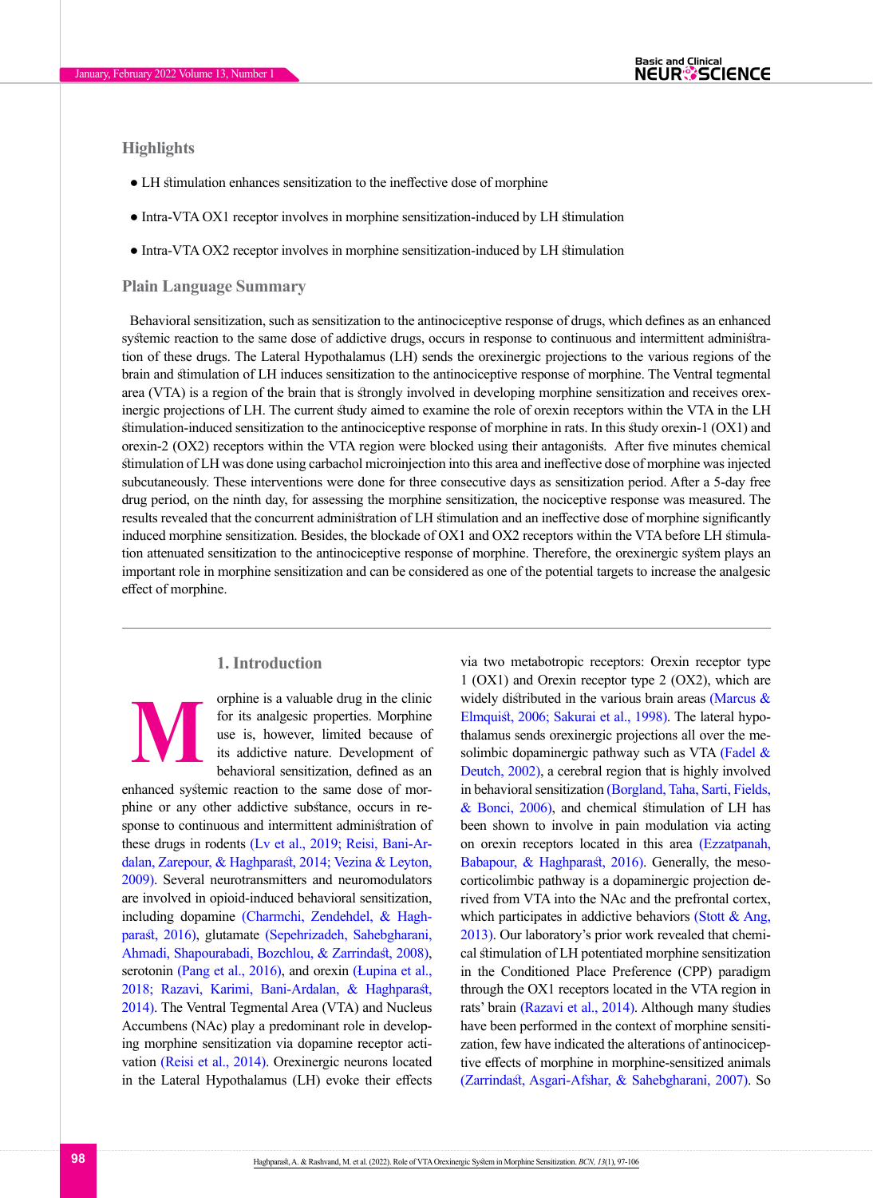## Highlights

- LH stimulation enhances sensitization to the ineffective dose of morphine
- Intra-VTA OX1 receptor involves in morphine sensitization-induced by LH stimulation
- Intra-VTA OX2 receptor involves in morphine sensitization-induced by LH stimulation

## Plain Language Summary

Behavioral sensitization, such as sensitization to the antinociceptive response of drugs, which defines as an enhanced systemic reaction to the same dose of addictive drugs, occurs in response to continuous and intermittent administration of these drugs. The Lateral Hypothalamus (LH) sends the orexinergic projections to the various regions of the brain and stimulation of LH induces sensitization to the antinociceptive response of morphine. The Ventral tegmental area (VTA) is a region of the brain that is strongly involved in developing morphine sensitization and receives orexinergic projections of LH. The current study aimed to examine the role of orexin receptors within the VTA in the LH stimulation-induced sensitization to the antinociceptive response of morphine in rats. In this study orexin-1 (OX1) and orexin-2 (OX2) receptors within the VTA region were blocked using their antagonists. After five minutes chemical stimulation of LH was done using carbachol microinjection into this area and ineffective dose of morphine was injected subcutaneously. These interventions were done for three consecutive days as sensitization period. After a 5-day free drug period, on the ninth day, for assessing the morphine sensitization, the nociceptive response was measured. The results revealed that the concurrent administration of LH stimulation and an ineffective dose of morphine significantly induced morphine sensitization. Besides, the blockade of OX1 and OX2 receptors within the VTA before LH stimulation attenuated sensitization to the antinociceptive response of morphine. Therefore, the orexinergic system plays an important role in morphine sensitization and can be considered as one of the potential targets to increase the analgesic effect of morphine.

## 1. Introduction

Morphine is a valuable drug in the clinic for its analgesic properties. Morphine use is, however, limited because of its addictive nature. Development of behavioral sensitization, defined as an enhanced systemic reaction to the same dose of morphine or any other addictive substance, occurs in response to continuous and intermittent administration of these drugs in rodents (Lv et al., 2019; Reisi, Bani-Ardalan, Zarepour, & Haghparast, 2014; Vezina & Leyton, 2009). Several neurotransmitters and neuromodulators are involved in opioid-induced behavioral sensitization, including dopamine (Charmchi, Zendehdel, & Haghparast, 2016), glutamate (Sepehrizadeh, Sahebgharani, Ahmadi, Shapourabadi, Bozchlou, & Zarrindast, 2008), serotonin (Pang et al., 2016), and orexin (Łupina et al., 2018; Razavi, Karimi, Bani-Ardalan, & Haghparast, 2014). The Ventral Tegmental Area (VTA) and Nucleus Accumbens (NAc) play a predominant role in developing morphine sensitization via dopamine receptor activation (Reisi et al., 2014). Orexinergic neurons located in the Lateral Hypothalamus (LH) evoke their effects via two metabotropic receptors: Orexin receptor type 1 (OX1) and Orexin receptor type 2 (OX2), which are widely distributed in the various brain areas (Marcus & Elmquist, 2006; Sakurai et al., 1998). The lateral hypothalamus sends orexinergic projections all over the mesolimbic dopaminergic pathway such as VTA (Fadel & Deutch, 2002), a cerebral region that is highly involved in behavioral sensitization (Borgland, Taha, Sarti, Fields, & Bonci, 2006), and chemical stimulation of LH has been shown to involve in pain modulation via acting on orexin receptors located in this area (Ezzatpanah, Babapour, & Haghparast, 2016). Generally, the mesocorticolimbic pathway is a dopaminergic projection derived from VTA into the NAc and the prefrontal cortex, which participates in addictive behaviors (Stott & Ang, 2013). Our laboratory's prior work revealed that chemical stimulation of LH potentiated morphine sensitization in the Conditioned Place Preference (CPP) paradigm through the OX1 receptors located in the VTA region in rats' brain (Razavi et al., 2014). Although many studies have been performed in the context of morphine sensitization, few have indicated the alterations of antinociceptive effects of morphine in morphine-sensitized animals (Zarrindast, Asgari-Afshar, & Sahebgharani, 2007). So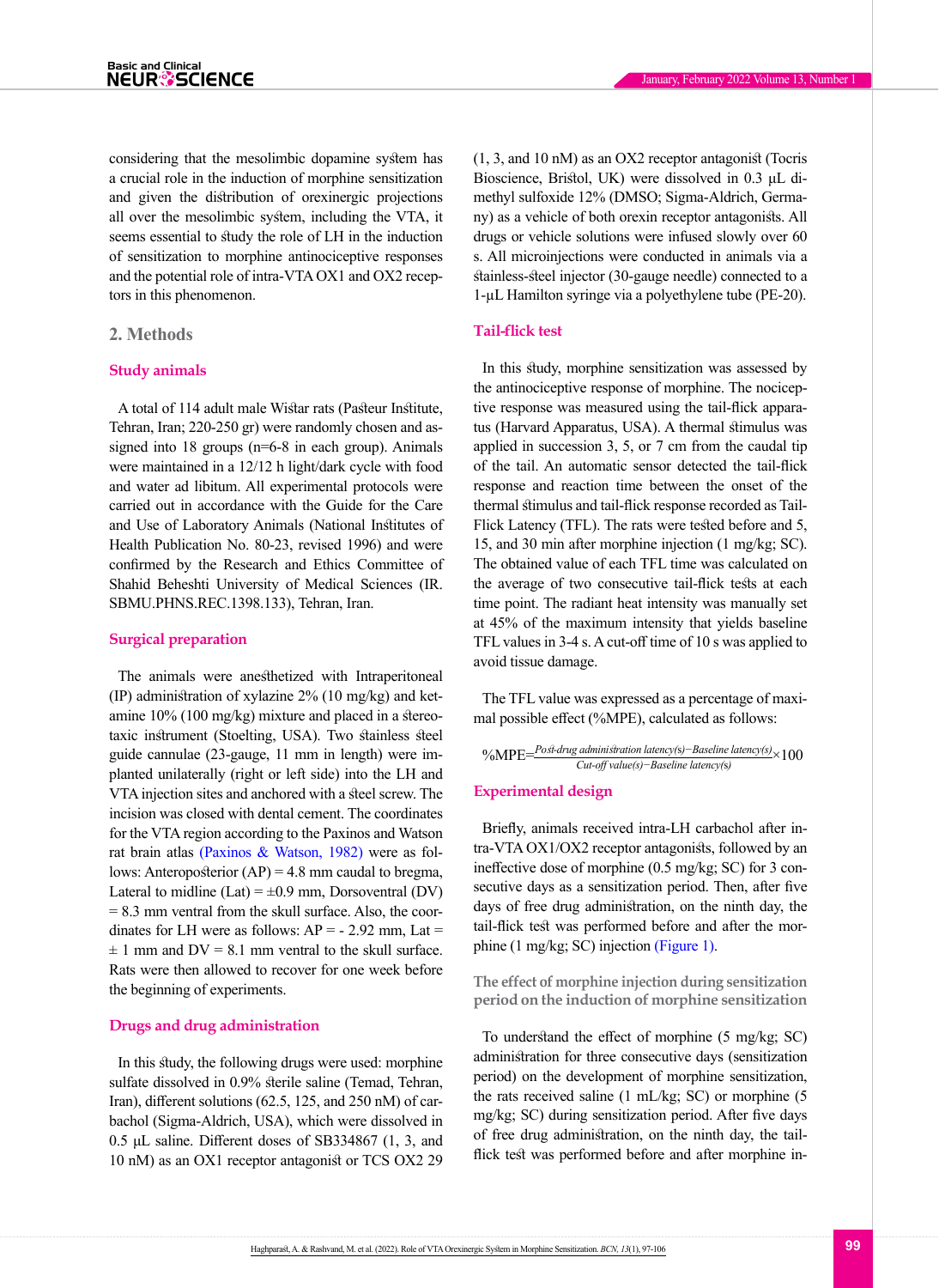considering that the mesolimbic dopamine system has a crucial role in the induction of morphine sensitization and given the distribution of orexinergic projections all over the mesolimbic system, including the VTA, it seems essential to study the role of LH in the induction of sensitization to morphine antinociceptive responses and the potential role of intra-VTA OX1 and OX2 receptors in this phenomenon.

## 2. Methods

### Study animals

A total of 114 adult male Wistar rats (Pasteur Institute, Tehran, Iran; 220-250 gr) were randomly chosen and assigned into 18 groups (n=6-8 in each group). Animals were maintained in a 12/12 h light/dark cycle with food and water ad libitum. All experimental protocols were carried out in accordance with the Guide for the Care and Use of Laboratory Animals (National Institutes of Health Publication No. 80-23, revised 1996) and were confirmed by the Research and Ethics Committee of Shahid Beheshti University of Medical Sciences (IR.SBMU.PHNS.REC.1398.133), Tehran, Iran.

### Surgical preparation

The animals were anesthetized with Intraperitoneal (IP) administration of xylazine 2% (10 mg/kg) and ketamine 10% (100 mg/kg) mixture and placed in a stereotaxic instrument (Stoelting, USA). Two stainless steel guide cannulae (23-gauge, 11 mm in length) were implanted unilaterally (right or left side) into the LH and VTA injection sites and anchored with a steel screw. The incision was closed with dental cement. The coordinates for the VTA region according to the Paxinos and Watson rat brain atlas (Paxinos & Watson, 1982) were as follows: Anteroposterior (AP) = 4.8 mm caudal to bregma, Lateral to midline (Lat) = ±0.9 mm, Dorsoventral (DV) = 8.3 mm ventral from the skull surface. Also, the coordinates for LH were as follows: AP = - 2.92 mm, Lat = ± 1 mm and DV = 8.1 mm ventral to the skull surface. Rats were then allowed to recover for one week before the beginning of experiments.

### Drugs and drug administration

In this study, the following drugs were used: morphine sulfate dissolved in 0.9% sterile saline (Temad, Tehran, Iran), different solutions (62.5, 125, and 250 nM) of carbachol (Sigma-Aldrich, USA), which were dissolved in 0.5 µL saline. Different doses of SB334867 (1, 3, and 10 nM) as an OX1 receptor antagonist or TCS OX2 29 (1, 3, and 10 nM) as an OX2 receptor antagonist (Tocris Bioscience, Bristol, UK) were dissolved in 0.3 µL dimethyl sulfoxide 12% (DMSO; Sigma-Aldrich, Germany) as a vehicle of both orexin receptor antagonists. All drugs or vehicle solutions were infused slowly over 60 s. All microinjections were conducted in animals via a stainless-steel injector (30-gauge needle) connected to a 1-µL Hamilton syringe via a polyethylene tube (PE-20).

### Tail-flick test

In this study, morphine sensitization was assessed by the antinociceptive response of morphine. The nociceptive response was measured using the tail-flick apparatus (Harvard Apparatus, USA). A thermal stimulus was applied in succession 3, 5, or 7 cm from the caudal tip of the tail. An automatic sensor detected the tail-flick response and reaction time between the onset of the thermal stimulus and tail-flick response recorded as Tail-Flick Latency (TFL). The rats were tested before and 5, 15, and 30 min after morphine injection (1 mg/kg; SC). The obtained value of each TFL time was calculated on the average of two consecutive tail-flick tests at each time point. The radiant heat intensity was manually set at 45% of the maximum intensity that yields baseline TFL values in 3-4 s. A cut-off time of 10 s was applied to avoid tissue damage.

The TFL value was expressed as a percentage of maximal possible effect (%MPE), calculated as follows:

$$\%MPE = \frac{\text{Post-drug administration latency(s)} - \text{Baseline latency(s)}}{\text{Cut-off value(s)} - \text{Baseline latency(s)}} \times 100$$

### Experimental design

Briefly, animals received intra-LH carbachol after intra-VTA OX1/OX2 receptor antagonists, followed by an ineffective dose of morphine (0.5 mg/kg; SC) for 3 consecutive days as a sensitization period. Then, after five days of free drug administration, on the ninth day, the tail-flick test was performed before and after the morphine (1 mg/kg; SC) injection (Figure 1).

#### The effect of morphine injection during sensitization period on the induction of morphine sensitization

To understand the effect of morphine (5 mg/kg; SC) administration for three consecutive days (sensitization period) on the development of morphine sensitization, the rats received saline (1 mL/kg; SC) or morphine (5 mg/kg; SC) during sensitization period. After five days of free drug administration, on the ninth day, the tail-flick test was performed before and after morphine in-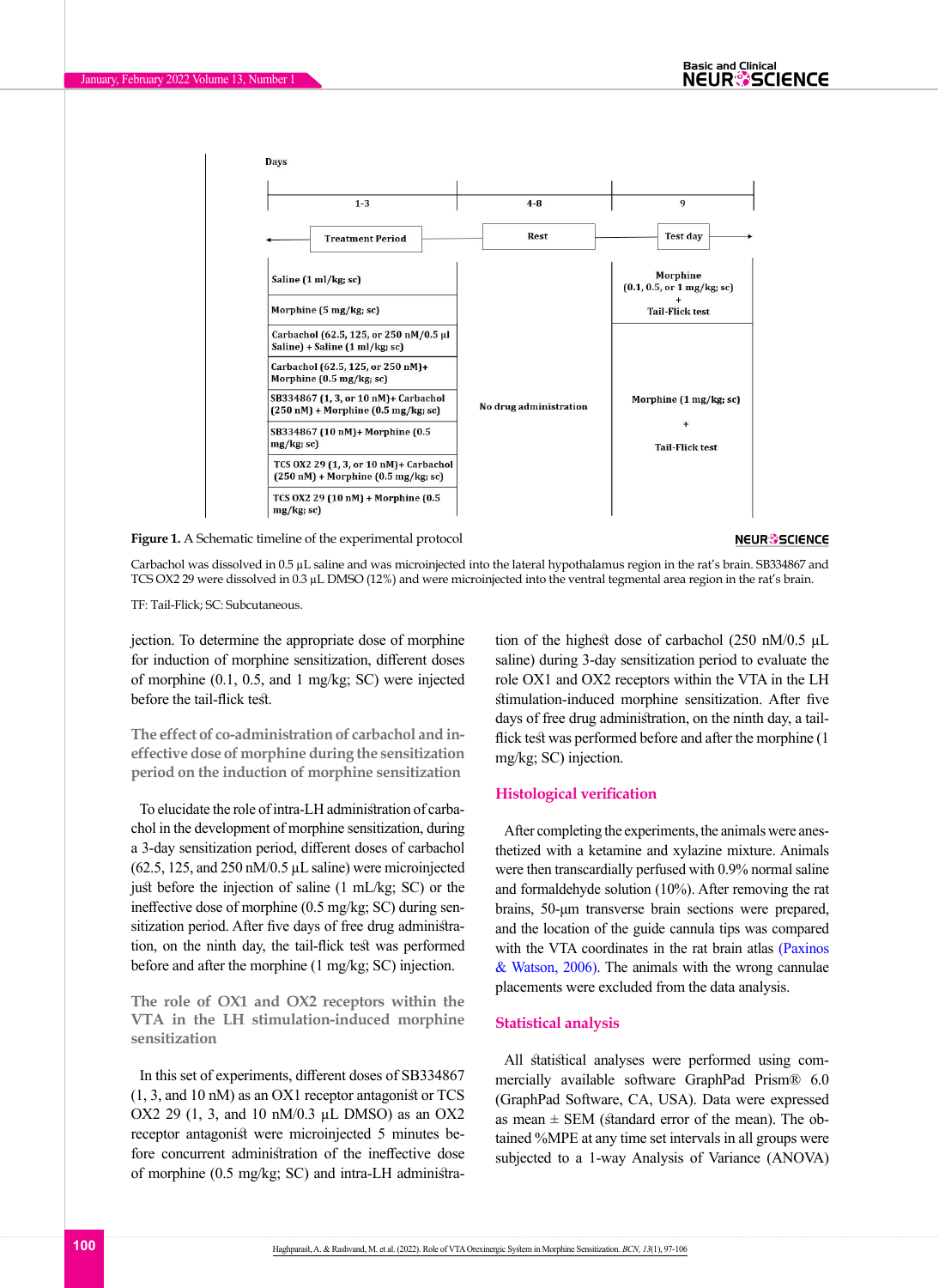| Days | 1-3 | 4-8 | 9 |
|---|---|---|---|
| | Treatment Period | Rest | Test day |
| | Saline (1 ml/kg; sc) | No drug administration | Morphine (0.1, 0.5, or 1 mg/kg; sc) + Tail-Flick test |
| | Morphine (5 mg/kg; sc) | | |
| | Carbachol (62.5, 125, or 250 nM/0.5 µl Saline) + Saline (1 ml/kg; sc) | | Morphine (1 mg/kg; sc) + Tail-Flick test |
| | Carbachol (62.5, 125, or 250 nM)+ Morphine (0.5 mg/kg; sc) | | |
| | SB334867 (1, 3, or 10 nM)+ Carbachol (250 nM) + Morphine (0.5 mg/kg; sc) | | |
| | SB334867 (10 nM)+ Morphine (0.5 mg/kg; sc) | | |
| | TCS OX2 29 (1, 3, or 10 nM)+ Carbachol (250 nM) + Morphine (0.5 mg/kg; sc) | | |
| | TCS OX2 29 (10 nM) + Morphine (0.5 mg/kg; sc) | | |

**Figure 1.** A Schematic timeline of the experimental protocol

Carbachol was dissolved in 0.5 µL saline and was microinjected into the lateral hypothalamus region in the rat's brain. SB334867 and TCS OX2 29 were dissolved in 0.3 µL DMSO (12%) and were microinjected into the ventral tegmental area region in the rat's brain.

TF: Tail-Flick; SC: Subcutaneous.

jection. To determine the appropriate dose of morphine for induction of morphine sensitization, different doses of morphine (0.1, 0.5, and 1 mg/kg; SC) were injected before the tail-flick test.

### The effect of co-administration of carbachol and ineffective dose of morphine during the sensitization period on the induction of morphine sensitization

To elucidate the role of intra-LH administration of carbachol in the development of morphine sensitization, during a 3-day sensitization period, different doses of carbachol (62.5, 125, and 250 nM/0.5 µL saline) were microinjected just before the injection of saline (1 mL/kg; SC) or the ineffective dose of morphine (0.5 mg/kg; SC) during sensitization period. After five days of free drug administration, on the ninth day, the tail-flick test was performed before and after the morphine (1 mg/kg; SC) injection.

### The role of OX1 and OX2 receptors within the VTA in the LH stimulation-induced morphine sensitization

In this set of experiments, different doses of SB334867 (1, 3, and 10 nM) as an OX1 receptor antagonist or TCS OX2 29 (1, 3, and 10 nM/0.3 µL DMSO) as an OX2 receptor antagonist were microinjected 5 minutes before concurrent administration of the ineffective dose of morphine (0.5 mg/kg; SC) and intra-LH administration of the highest dose of carbachol (250 nM/0.5 µL saline) during 3-day sensitization period to evaluate the role OX1 and OX2 receptors within the VTA in the LH stimulation-induced morphine sensitization. After five days of free drug administration, on the ninth day, a tail-flick test was performed before and after the morphine (1 mg/kg; SC) injection.

## Histological verification

After completing the experiments, the animals were anesthetized with a ketamine and xylazine mixture. Animals were then transcardially perfused with 0.9% normal saline and formaldehyde solution (10%). After removing the rat brains, 50-µm transverse brain sections were prepared, and the location of the guide cannula tips was compared with the VTA coordinates in the rat brain atlas (Paxinos & Watson, 2006). The animals with the wrong cannulae placements were excluded from the data analysis.

## Statistical analysis

All statistical analyses were performed using commercially available software GraphPad Prism® 6.0 (GraphPad Software, CA, USA). Data were expressed as mean ± SEM (standard error of the mean). The obtained %MPE at any time set intervals in all groups were subjected to a 1-way Analysis of Variance (ANOVA)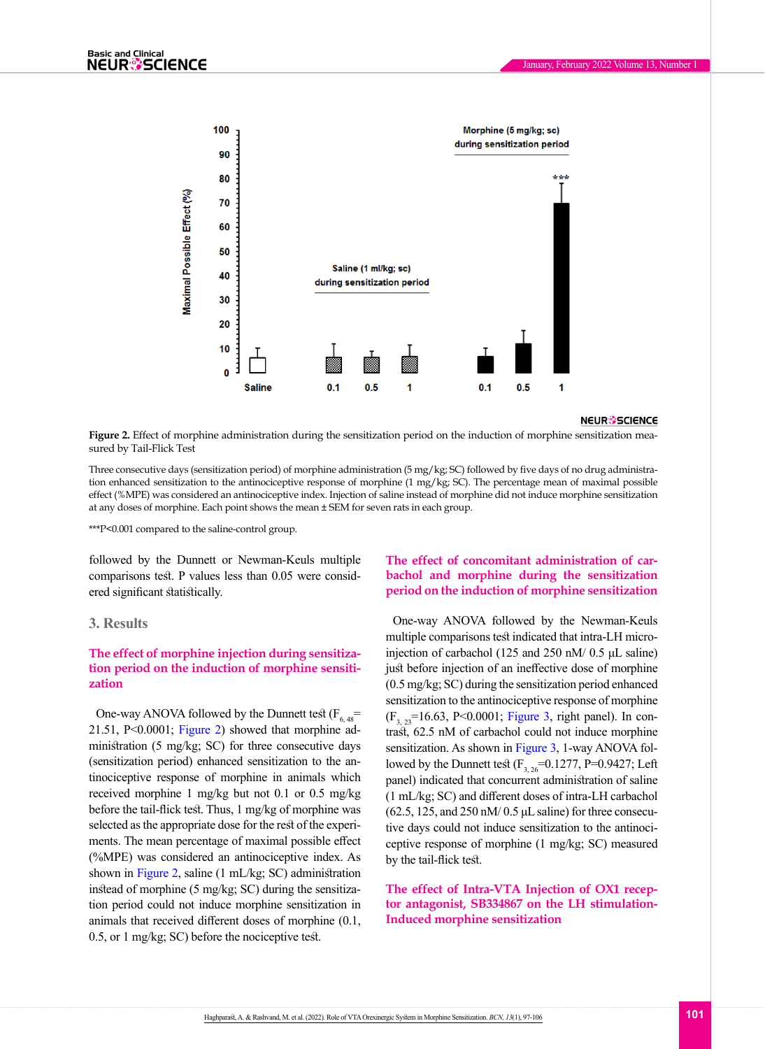**Figure 2.** Effect of morphine administration during the sensitization period on the induction of morphine sensitization measured by Tail-Flick Test

Three consecutive days (sensitization period) of morphine administration (5 mg/kg; SC) followed by five days of no drug administration enhanced sensitization to the antinociceptive response of morphine (1 mg/kg; SC). The percentage mean of maximal possible effect (%MPE) was considered an antinociceptive index. Injection of saline instead of morphine did not induce morphine sensitization at any doses of morphine. Each point shows the mean ± SEM for seven rats in each group.

***P<0.001 compared to the saline-control group.

followed by the Dunnett or Newman-Keuls multiple comparisons test. P values less than 0.05 were considered significant statistically.

## 3. Results

### The effect of morphine injection during sensitization period on the induction of morphine sensitization

One-way ANOVA followed by the Dunnett test ($F_{6, 48}$= 21.51, P<0.0001; Figure 2) showed that morphine administration (5 mg/kg; SC) for three consecutive days (sensitization period) enhanced sensitization to the antinociceptive response of morphine in animals which received morphine 1 mg/kg but not 0.1 or 0.5 mg/kg before the tail-flick test. Thus, 1 mg/kg of morphine was selected as the appropriate dose for the rest of the experiments. The mean percentage of maximal possible effect (%MPE) was considered as an antinociceptive index. As shown in Figure 2, saline (1 mL/kg; SC) administration instead of morphine (5 mg/kg; SC) during the sensitization period could not induce morphine sensitization in animals that received different doses of morphine (0.1, 0.5, or 1 mg/kg; SC) before the nociceptive test.

### The effect of concomitant administration of carbachol and morphine during the sensitization period on the induction of morphine sensitization

One-way ANOVA followed by the Newman-Keuls multiple comparisons test indicated that intra-LH microinjection of carbachol (125 and 250 nM/ 0.5 μL saline) just before injection of an ineffective dose of morphine (0.5 mg/kg; SC) during the sensitization period enhanced sensitization to the antinociceptive response of morphine ($F_{3, 23}$=16.63, P<0.0001; Figure 3, right panel). In contrast, 62.5 nM of carbachol could not induce morphine sensitization. As shown in Figure 3, 1-way ANOVA followed by the Dunnett test ($F_{3, 26}$=0.1277, P=0.9427; Left panel) indicated that concurrent administration of saline (1 mL/kg; SC) and different doses of intra-LH carbachol (62.5, 125, and 250 nM/ 0.5 μL saline) for three consecutive days could not induce sensitization to the antinociceptive response of morphine (1 mg/kg; SC) measured by the tail-flick test.

### The effect of Intra-VTA Injection of OX1 receptor antagonist, SB334867 on the LH stimulation-Induced morphine sensitization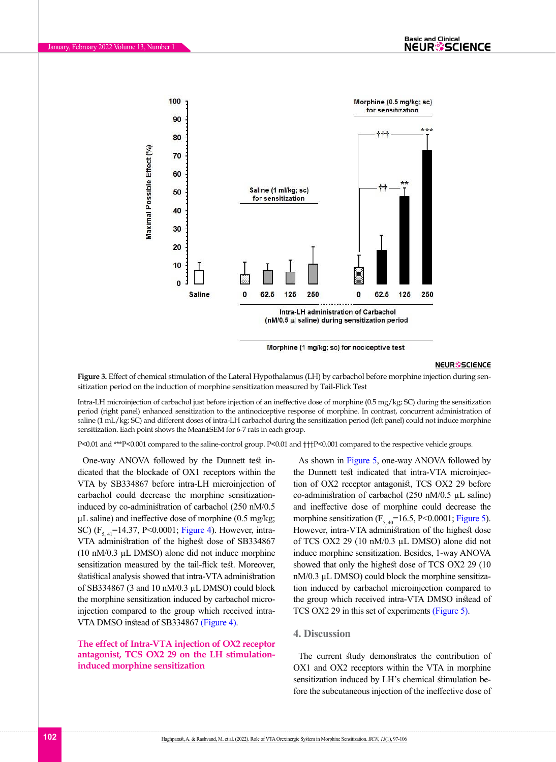**Figure 3.** Effect of chemical stimulation of the Lateral Hypothalamus (LH) by carbachol before morphine injection during sensitization period on the induction of morphine sensitization measured by Tail-Flick Test

Intra-LH microinjection of carbachol just before injection of an ineffective dose of morphine (0.5 mg/kg; SC) during the sensitization period (right panel) enhanced sensitization to the antinociceptive response of morphine. In contrast, concurrent administration of saline (1 mL/kg; SC) and different doses of intra-LH carbachol during the sensitization period (left panel) could not induce morphine sensitization. Each point shows the Mean±SEM for 6-7 rats in each group.

P<0.01 and ***P<0.001 compared to the saline-control group. P<0.01 and †††P<0.001 compared to the respective vehicle groups.

One-way ANOVA followed by the Dunnett test indicated that the blockade of OX1 receptors within the VTA by SB334867 before intra-LH microinjection of carbachol could decrease the morphine sensitization-induced by co-administration of carbachol (250 nM/0.5 µL saline) and ineffective dose of morphine (0.5 mg/kg; SC) ($F_{5, 41}$=14.37, P<0.0001; Figure 4). However, intra-VTA administration of the highest dose of SB334867 (10 nM/0.3 µL DMSO) alone did not induce morphine sensitization measured by the tail-flick test. Moreover, statistical analysis showed that intra-VTA administration of SB334867 (3 and 10 nM/0.3 µL DMSO) could block the morphine sensitization induced by carbachol microinjection compared to the group which received intra-VTA DMSO instead of SB334867 (Figure 4).

### The effect of Intra-VTA injection of OX2 receptor antagonist, TCS OX2 29 on the LH stimulation-induced morphine sensitization

As shown in Figure 5, one-way ANOVA followed by the Dunnett test indicated that intra-VTA microinjection of OX2 receptor antagonist, TCS OX2 29 before co-administration of carbachol (250 nM/0.5 µL saline) and ineffective dose of morphine could decrease the morphine sensitization ($F_{5, 40}$=16.5, P<0.0001; Figure 5). However, intra-VTA administration of the highest dose of TCS OX2 29 (10 nM/0.3 µL DMSO) alone did not induce morphine sensitization. Besides, 1-way ANOVA showed that only the highest dose of TCS OX2 29 (10 nM/0.3 µL DMSO) could block the morphine sensitization induced by carbachol microinjection compared to the group which received intra-VTA DMSO instead of TCS OX2 29 in this set of experiments (Figure 5).

## 4. Discussion

The current study demonstrates the contribution of OX1 and OX2 receptors within the VTA in morphine sensitization induced by LH's chemical stimulation before the subcutaneous injection of the ineffective dose of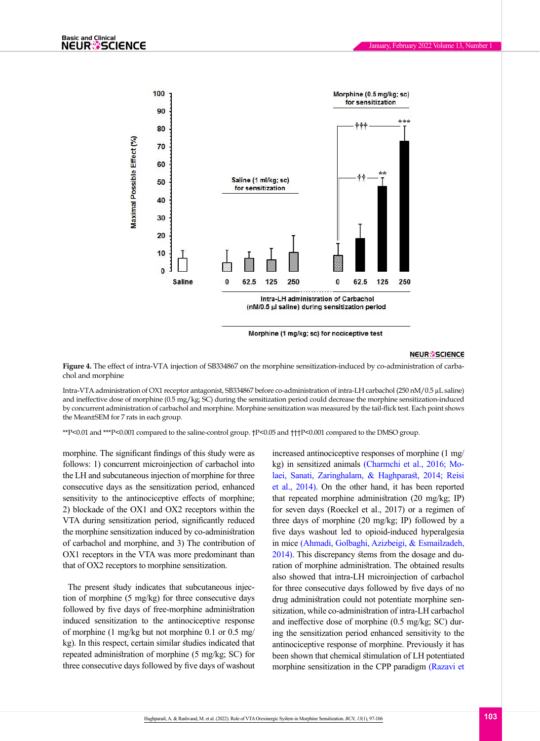**Figure 4.** The effect of intra-VTA injection of SB334867 on the morphine sensitization-induced by co-administration of carbachol and morphine

Intra-VTA administration of OX1 receptor antagonist, SB334867 before co-administration of intra-LH carbachol (250 nM/0.5 µL saline) and ineffective dose of morphine (0.5 mg/kg; SC) during the sensitization period could decrease the morphine sensitization-induced by concurrent administration of carbachol and morphine. Morphine sensitization was measured by the tail-flick test. Each point shows the Mean±SEM for 7 rats in each group.

$^{**}P<0.01$ and $^{***}P<0.001$ compared to the saline-control group. †$P<0.05$ and †††$P<0.001$ compared to the DMSO group.

morphine. The significant findings of this study were as follows: 1) concurrent microinjection of carbachol into the LH and subcutaneous injection of morphine for three consecutive days as the sensitization period, enhanced sensitivity to the antinociceptive effects of morphine; 2) blockade of the OX1 and OX2 receptors within the VTA during sensitization period, significantly reduced the morphine sensitization induced by co-administration of carbachol and morphine, and 3) The contribution of OX1 receptors in the VTA was more predominant than that of OX2 receptors to morphine sensitization.

The present study indicates that subcutaneous injection of morphine (5 mg/kg) for three consecutive days followed by five days of free-morphine administration induced sensitization to the antinociceptive response of morphine (1 mg/kg but not morphine 0.1 or 0.5 mg/kg). In this respect, certain similar studies indicated that repeated administration of morphine (5 mg/kg; SC) for three consecutive days followed by five days of washout increased antinociceptive responses of morphine (1 mg/kg) in sensitized animals (Charmchi et al., 2016; Molaei, Sanati, Zaringhalam, & Haghparast, 2014; Reisi et al., 2014). On the other hand, it has been reported that repeated morphine administration (20 mg/kg; IP) for seven days (Roeckel et al., 2017) or a regimen of three days of morphine (20 mg/kg; IP) followed by a five days washout led to opioid-induced hyperalgesia in mice (Ahmadi, Golbaghi, Azizbeigi, & Esmailzadeh, 2014). This discrepancy stems from the dosage and duration of morphine administration. The obtained results also showed that intra-LH microinjection of carbachol for three consecutive days followed by five days of no drug administration could not potentiate morphine sensitization, while co-administration of intra-LH carbachol and ineffective dose of morphine (0.5 mg/kg; SC) during the sensitization period enhanced sensitivity to the antinociceptive response of morphine. Previously it has been shown that chemical stimulation of LH potentiated morphine sensitization in the CPP paradigm (Razavi et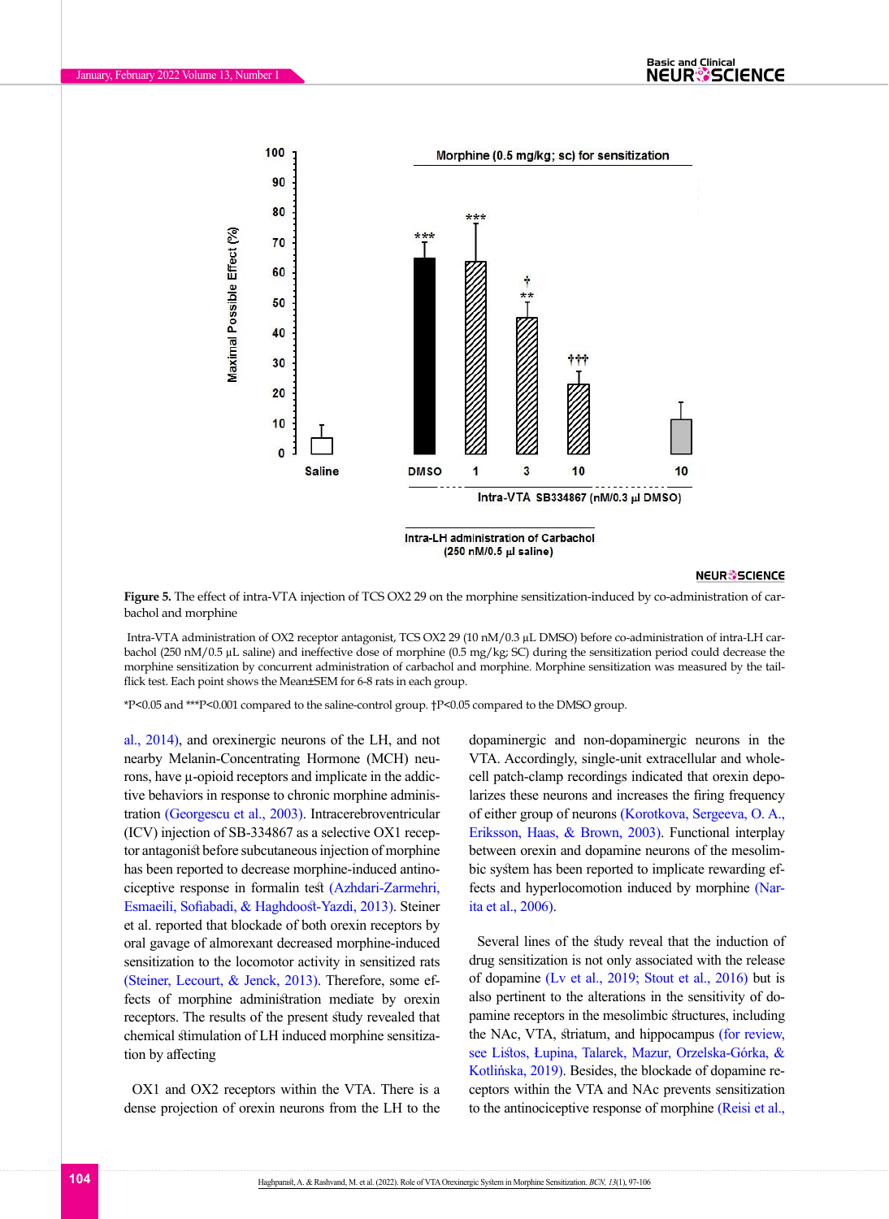**Figure 5.** The effect of intra-VTA injection of TCS OX2 29 on the morphine sensitization-induced by co-administration of carbachol and morphine

Intra-VTA administration of OX2 receptor antagonist, TCS OX2 29 (10 nM/0.3 µL DMSO) before co-administration of intra-LH carbachol (250 nM/0.5 µL saline) and ineffective dose of morphine (0.5 mg/kg; SC) during the sensitization period could decrease the morphine sensitization by concurrent administration of carbachol and morphine. Morphine sensitization was measured by the tail-flick test. Each point shows the Mean±SEM for 6-8 rats in each group.

*P<0.05 and ***P<0.001 compared to the saline-control group. †P<0.05 compared to the DMSO group.

al., 2014), and orexinergic neurons of the LH, and not nearby Melanin-Concentrating Hormone (MCH) neurons, have µ-opioid receptors and implicate in the addictive behaviors in response to chronic morphine administration (Georgescu et al., 2003). Intracerebroventricular (ICV) injection of SB-334867 as a selective OX1 receptor antagonist before subcutaneous injection of morphine has been reported to decrease morphine-induced antinociceptive response in formalin test (Azhdari-Zarmehri, Esmaeili, Sofiabadi, & Haghdoost-Yazdi, 2013). Steiner et al. reported that blockade of both orexin receptors by oral gavage of almorexant decreased morphine-induced sensitization in the locomotor activity in sensitized rats (Steiner, Lecourt, & Jenck, 2013). Therefore, some effects of morphine administration mediate by orexin receptors. The results of the present study revealed that chemical stimulation of LH induced morphine sensitization by affecting

OX1 and OX2 receptors within the VTA. There is a dense projection of orexin neurons from the LH to the dopaminergic and non-dopaminergic neurons in the VTA. Accordingly, single-unit extracellular and whole-cell patch-clamp recordings indicated that orexin depolarizes these neurons and increases the firing frequency of either group of neurons (Korotkova, Sergeeva, O. A., Eriksson, Haas, & Brown, 2003). Functional interplay between orexin and dopamine neurons of the mesolimbic system has been reported to implicate rewarding effects and hyperlocomotion induced by morphine (Narita et al., 2006).

Several lines of the study reveal that the induction of drug sensitization is not only associated with the release of dopamine (Lv et al., 2019; Stout et al., 2016) but is also pertinent to the alterations in the sensitivity of dopamine receptors in the mesolimbic structures, including the NAc, VTA, striatum, and hippocampus (for review, see Listos, Łupina, Talarek, Mazur, Orzelska-Górka, & Kotlińska, 2019). Besides, the blockade of dopamine receptors within the VTA and NAc prevents sensitization to the antinociceptive response of morphine (Reisi et al.,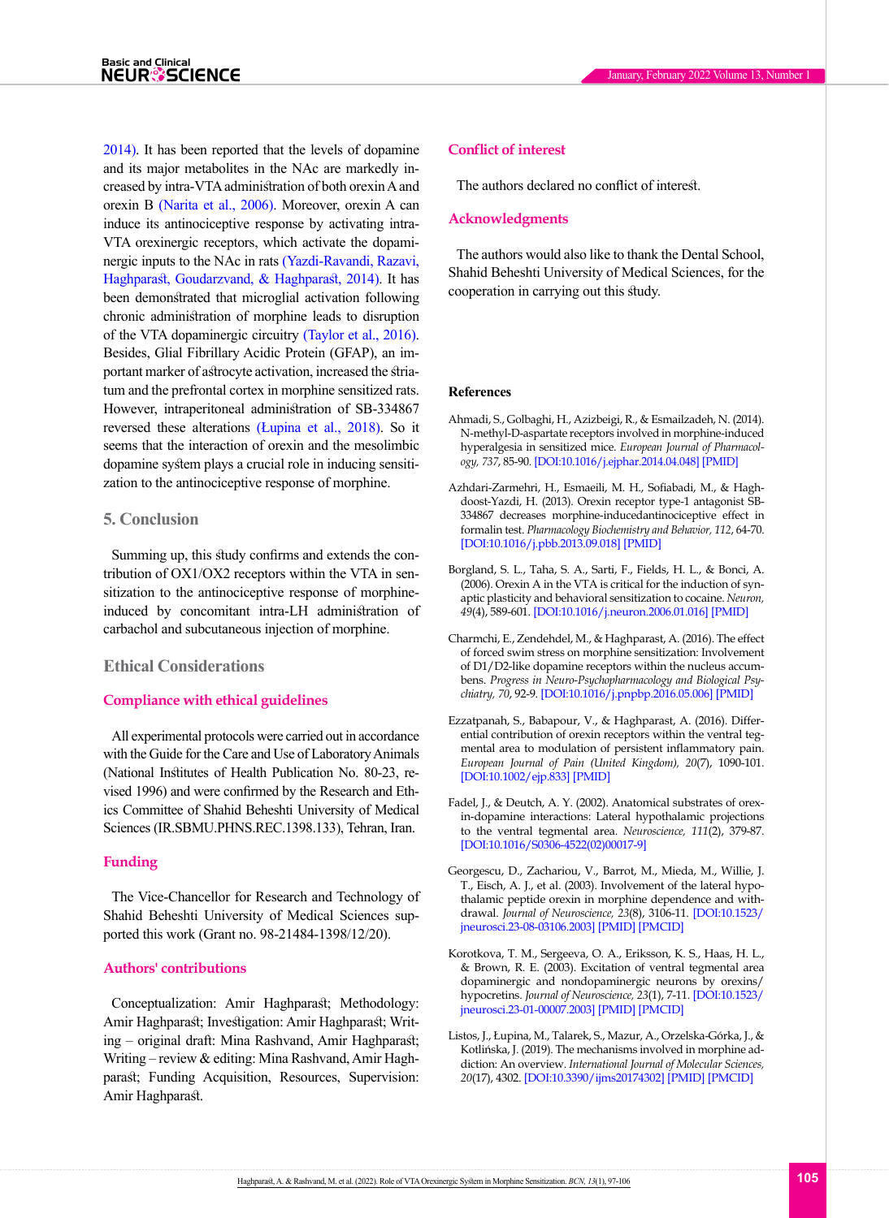2014). It has been reported that the levels of dopamine and its major metabolites in the NAc are markedly increased by intra-VTA administration of both orexin A and orexin B (Narita et al., 2006). Moreover, orexin A can induce its antinociceptive response by activating intra-VTA orexinergic receptors, which activate the dopaminergic inputs to the NAc in rats (Yazdi-Ravandi, Razavi, Haghparast, Goudarzvand, & Haghparast, 2014). It has been demonstrated that microglial activation following chronic administration of morphine leads to disruption of the VTA dopaminergic circuitry (Taylor et al., 2016). Besides, Glial Fibrillary Acidic Protein (GFAP), an important marker of astrocyte activation, increased the striatum and the prefrontal cortex in morphine sensitized rats. However, intraperitoneal administration of SB-334867 reversed these alterations (Łupina et al., 2018). So it seems that the interaction of orexin and the mesolimbic dopamine system plays a crucial role in inducing sensitization to the antinociceptive response of morphine.

## 5. Conclusion

Summing up, this study confirms and extends the contribution of OX1/OX2 receptors within the VTA in sensitization to the antinociceptive response of morphine-induced by concomitant intra-LH administration of carbachol and subcutaneous injection of morphine.

## Ethical Considerations

### Compliance with ethical guidelines

All experimental protocols were carried out in accordance with the Guide for the Care and Use of Laboratory Animals (National Institutes of Health Publication No. 80-23, revised 1996) and were confirmed by the Research and Ethics Committee of Shahid Beheshti University of Medical Sciences (IR.SBMU.PHNS.REC.1398.133), Tehran, Iran.

### Funding

The Vice-Chancellor for Research and Technology of Shahid Beheshti University of Medical Sciences supported this work (Grant no. 98-21484-1398/12/20).

### Authors' contributions

Conceptualization: Amir Haghparast; Methodology: Amir Haghparast; Investigation: Amir Haghparast; Writing – original draft: Mina Rashvand, Amir Haghparast; Writing – review & editing: Mina Rashvand, Amir Haghparast; Funding Acquisition, Resources, Supervision: Amir Haghparast.

### Conflict of interest

The authors declared no conflict of interest.

### Acknowledgments

The authors would also like to thank the Dental School, Shahid Beheshti University of Medical Sciences, for the cooperation in carrying out this study.

## References

Ahmadi, S., Golbaghi, H., Azizbeigi, R., & Esmailzadeh, N. (2014). N-methyl-D-aspartate receptors involved in morphine-induced hyperalgesia in sensitized mice. *European Journal of Pharmacology, 737*, 85-90. [DOI:10.1016/j.ejphar.2014.04.048] [PMID]

Azhdari-Zarmehri, H., Esmaeili, M. H., Sofiabadi, M., & Haghdoost-Yazdi, H. (2013). Orexin receptor type-1 antagonist SB-334867 decreases morphine-inducedantinociceptive effect in formalin test. *Pharmacology Biochemistry and Behavior, 112*, 64-70. [DOI:10.1016/j.pbb.2013.09.018] [PMID]

Borgland, S. L., Taha, S. A., Sarti, F., Fields, H. L., & Bonci, A. (2006). Orexin A in the VTA is critical for the induction of synaptic plasticity and behavioral sensitization to cocaine. *Neuron, 49*(4), 589-601. [DOI:10.1016/j.neuron.2006.01.016] [PMID]

Charmchi, E., Zendehdel, M., & Haghparast, A. (2016). The effect of forced swim stress on morphine sensitization: Involvement of D1/D2-like dopamine receptors within the nucleus accumbens. *Progress in Neuro-Psychopharmacology and Biological Psychiatry, 70*, 92-9. [DOI:10.1016/j.pnpbp.2016.05.006] [PMID]

Ezzatpanah, S., Babapour, V., & Haghparast, A. (2016). Differential contribution of orexin receptors within the ventral tegmental area to modulation of persistent inflammatory pain. *European Journal of Pain (United Kingdom), 20*(7), 1090-101. [DOI:10.1002/ejp.833] [PMID]

Fadel, J., & Deutch, A. Y. (2002). Anatomical substrates of orexin-dopamine interactions: Lateral hypothalamic projections to the ventral tegmental area. *Neuroscience, 111*(2), 379-87. [DOI:10.1016/S0306-4522(02)00017-9]

Georgescu, D., Zachariou, V., Barrot, M., Mieda, M., Willie, J. T., Eisch, A. J., et al. (2003). Involvement of the lateral hypothalamic peptide orexin in morphine dependence and withdrawal. *Journal of Neuroscience, 23*(8), 3106-11. [DOI:10.1523/jneurosci.23-08-03106.2003] [PMID] [PMCID]

Korotkova, T. M., Sergeeva, O. A., Eriksson, K. S., Haas, H. L., & Brown, R. E. (2003). Excitation of ventral tegmental area dopaminergic and nondopaminergic neurons by orexins/hypocretins. *Journal of Neuroscience, 23*(1), 7-11. [DOI:10.1523/jneurosci.23-01-00007.2003] [PMID] [PMCID]

Listos, J., Łupina, M., Talarek, S., Mazur, A., Orzelska-Górka, J., & Kotlińska, J. (2019). The mechanisms involved in morphine addiction: An overview. *International Journal of Molecular Sciences, 20*(17), 4302. [DOI:10.3390/ijms20174302] [PMID] [PMCID]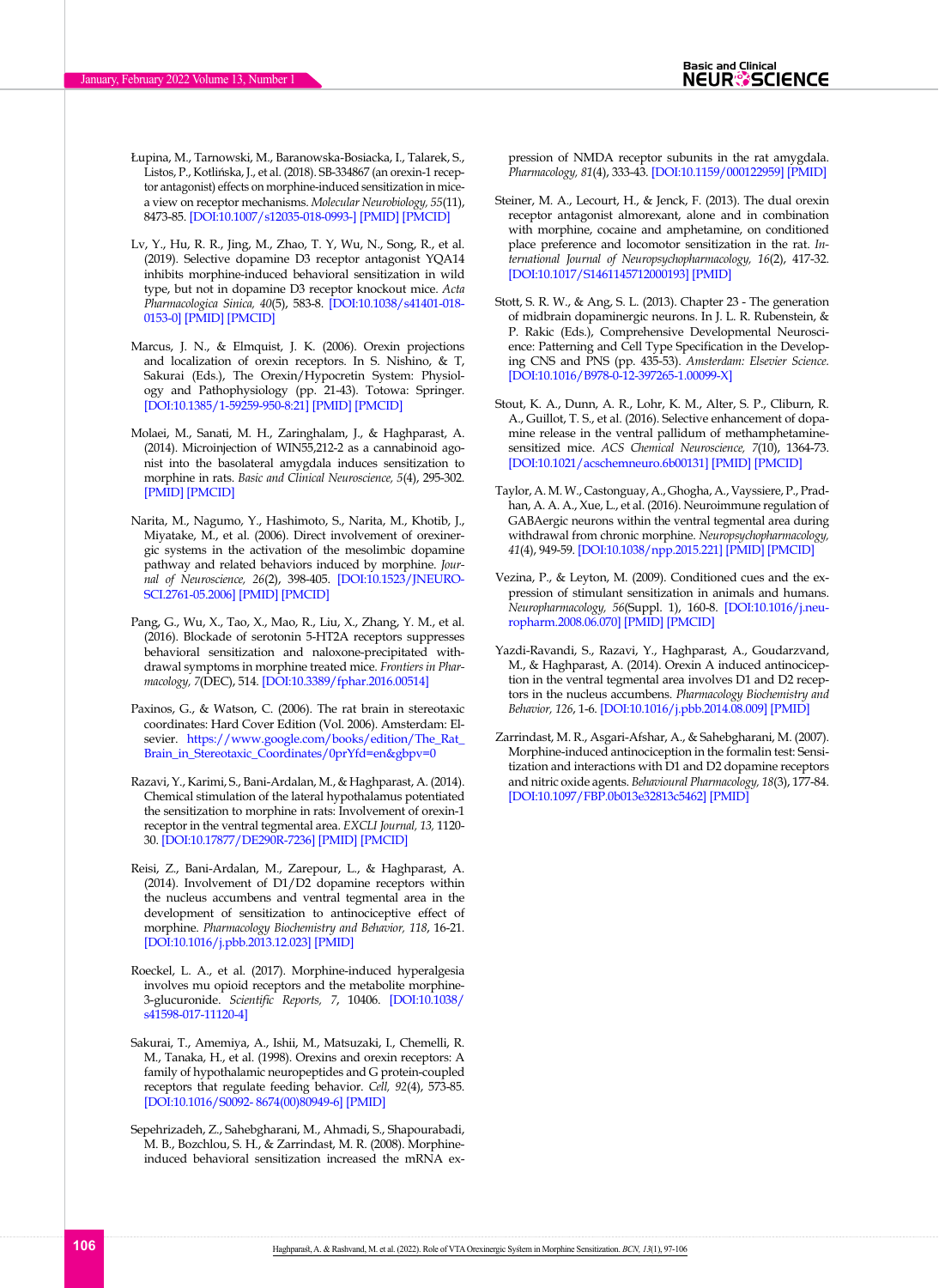Łupina, M., Tarnowski, M., Baranowska-Bosiacka, I., Talarek, S., Listos, P., Kotlińska, J., et al. (2018). SB-334867 (an orexin-1 receptor antagonist) effects on morphine-induced sensitization in mice-a view on receptor mechanisms. *Molecular Neurobiology, 55*(11), 8473-85. [DOI:10.1007/s12035-018-0993-] [PMID] [PMCID]

Lv, Y., Hu, R. R., Jing, M., Zhao, T. Y, Wu, N., Song, R., et al. (2019). Selective dopamine D3 receptor antagonist YQA14 inhibits morphine-induced behavioral sensitization in wild type, but not in dopamine D3 receptor knockout mice. *Acta Pharmacologica Sinica, 40*(5), 583-8. [DOI:10.1038/s41401-018-0153-0] [PMID] [PMCID]

Marcus, J. N., & Elmquist, J. K. (2006). Orexin projections and localization of orexin receptors. In S. Nishino, & T, Sakurai (Eds.), The Orexin/Hypocretin System: Physiology and Pathophysiology (pp. 21-43). Totowa: Springer. [DOI:10.1385/1-59259-950-8:21] [PMID] [PMCID]

Molaei, M., Sanati, M. H., Zaringhalam, J., & Haghparast, A. (2014). Microinjection of WIN55,212-2 as a cannabinoid agonist into the basolateral amygdala induces sensitization to morphine in rats. *Basic and Clinical Neuroscience, 5*(4), 295-302. [PMID] [PMCID]

Narita, M., Nagumo, Y., Hashimoto, S., Narita, M., Khotib, J., Miyatake, M., et al. (2006). Direct involvement of orexinergic systems in the activation of the mesolimbic dopamine pathway and related behaviors induced by morphine. *Journal of Neuroscience, 26*(2), 398-405. [DOI:10.1523/JNEUROSCI.2761-05.2006] [PMID] [PMCID]

Pang, G., Wu, X., Tao, X., Mao, R., Liu, X., Zhang, Y. M., et al. (2016). Blockade of serotonin 5-HT2A receptors suppresses behavioral sensitization and naloxone-precipitated withdrawal symptoms in morphine treated mice. *Frontiers in Pharmacology, 7*(DEC), 514. [DOI:10.3389/fphar.2016.00514]

Paxinos, G., & Watson, C. (2006). The rat brain in stereotaxic coordinates: Hard Cover Edition (Vol. 2006). Amsterdam: Elsevier. https://www.google.com/books/edition/The_Rat_Brain_in_Stereotaxic_Coordinates/0prYfd=en&gbpv=0

Razavi, Y., Karimi, S., Bani-Ardalan, M., & Haghparast, A. (2014). Chemical stimulation of the lateral hypothalamus potentiated the sensitization to morphine in rats: Involvement of orexin-1 receptor in the ventral tegmental area. *EXCLI Journal, 13*, 1120-30. [DOI:10.17877/DE290R-7236] [PMID] [PMCID]

Reisi, Z., Bani-Ardalan, M., Zarepour, L., & Haghparast, A. (2014). Involvement of D1/D2 dopamine receptors within the nucleus accumbens and ventral tegmental area in the development of sensitization to antinociceptive effect of morphine. *Pharmacology Biochemistry and Behavior, 118*, 16-21. [DOI:10.1016/j.pbb.2013.12.023] [PMID]

Roeckel, L. A., et al. (2017). Morphine-induced hyperalgesia involves mu opioid receptors and the metabolite morphine-3-glucuronide. *Scientific Reports, 7*, 10406. [DOI:10.1038/s41598-017-11120-4]

Sakurai, T., Amemiya, A., Ishii, M., Matsuzaki, I., Chemelli, R. M., Tanaka, H., et al. (1998). Orexins and orexin receptors: A family of hypothalamic neuropeptides and G protein-coupled receptors that regulate feeding behavior. *Cell, 92*(4), 573-85. [DOI:10.1016/S0092- 8674(00)80949-6] [PMID]

Sepehrizadeh, Z., Sahebgharani, M., Ahmadi, S., Shapourabadi, M. B., Bozchlou, S. H., & Zarrindast, M. R. (2008). Morphine-induced behavioral sensitization increased the mRNA expression of NMDA receptor subunits in the rat amygdala. *Pharmacology, 81*(4), 333-43. [DOI:10.1159/000122959] [PMID]

Steiner, M. A., Lecourt, H., & Jenck, F. (2013). The dual orexin receptor antagonist almorexant, alone and in combination with morphine, cocaine and amphetamine, on conditioned place preference and locomotor sensitization in the rat. *International Journal of Neuropsychopharmacology, 16*(2), 417-32. [DOI:10.1017/S1461145712000193] [PMID]

Stott, S. R. W., & Ang, S. L. (2013). Chapter 23 - The generation of midbrain dopaminergic neurons. In J. L. R. Rubenstein, & P. Rakic (Eds.), Comprehensive Developmental Neuroscience: Patterning and Cell Type Specification in the Developing CNS and PNS (pp. 435-53). *Amsterdam: Elsevier Science.* [DOI:10.1016/B978-0-12-397265-1.00099-X]

Stout, K. A., Dunn, A. R., Lohr, K. M., Alter, S. P., Cliburn, R. A., Guillot, T. S., et al. (2016). Selective enhancement of dopamine release in the ventral pallidum of methamphetamine-sensitized mice. *ACS Chemical Neuroscience, 7*(10), 1364-73. [DOI:10.1021/acschemneuro.6b00131] [PMID] [PMCID]

Taylor, A. M. W., Castonguay, A., Ghogha, A., Vayssiere, P., Pradhan, A. A. A., Xue, L., et al. (2016). Neuroimmune regulation of GABAergic neurons within the ventral tegmental area during withdrawal from chronic morphine. *Neuropsychopharmacology, 41*(4), 949-59. [DOI:10.1038/npp.2015.221] [PMID] [PMCID]

Vezina, P., & Leyton, M. (2009). Conditioned cues and the expression of stimulant sensitization in animals and humans. *Neuropharmacology, 56*(Suppl. 1), 160-8. [DOI:10.1016/j.neuropharm.2008.06.070] [PMID] [PMCID]

Yazdi-Ravandi, S., Razavi, Y., Haghparast, A., Goudarzvand, M., & Haghparast, A. (2014). Orexin A induced antinociception in the ventral tegmental area involves D1 and D2 receptors in the nucleus accumbens. *Pharmacology Biochemistry and Behavior, 126*, 1-6. [DOI:10.1016/j.pbb.2014.08.009] [PMID]

Zarrindast, M. R., Asgari-Afshar, A., & Sahebgharani, M. (2007). Morphine-induced antinociception in the formalin test: Sensitization and interactions with D1 and D2 dopamine receptors and nitric oxide agents. *Behavioural Pharmacology, 18*(3), 177-84. [DOI:10.1097/FBP.0b013e32813c5462] [PMID]